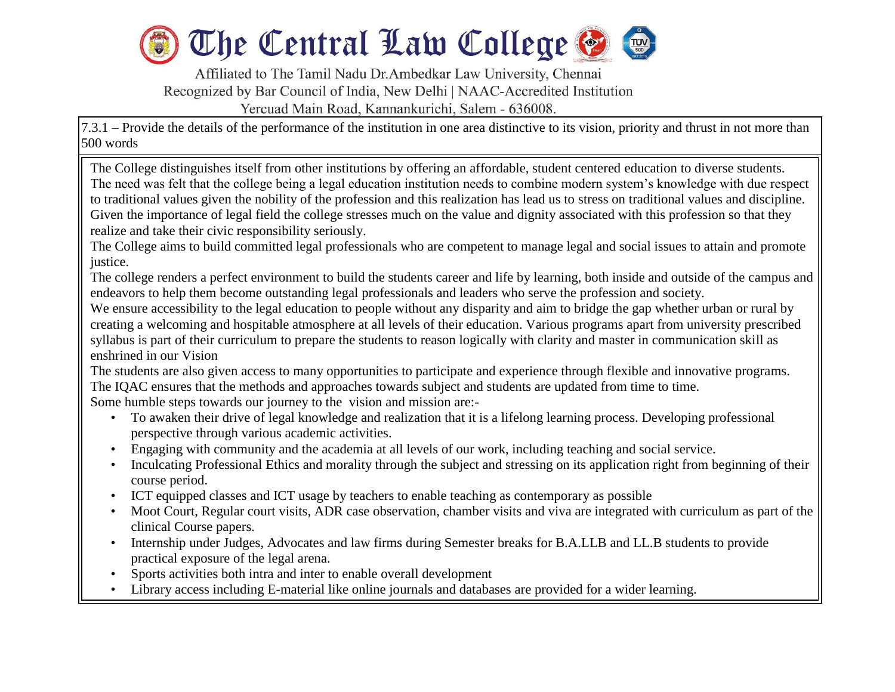# The Central Law College

Affiliated to The Tamil Nadu Dr.Ambedkar Law University, Chennai
Recognized by Bar Council of India, New Delhi | NAAC-Accredited Institution
Yercuad Main Road, Kannankurichi, Salem - 636008.

7.3.1 – Provide the details of the performance of the institution in one area distinctive to its vision, priority and thrust in not more than 500 words

The College distinguishes itself from other institutions by offering an affordable, student centered education to diverse students. The need was felt that the college being a legal education institution needs to combine modern system's knowledge with due respect to traditional values given the nobility of the profession and this realization has lead us to stress on traditional values and discipline. Given the importance of legal field the college stresses much on the value and dignity associated with this profession so that they realize and take their civic responsibility seriously.

The College aims to build committed legal professionals who are competent to manage legal and social issues to attain and promote justice.

The college renders a perfect environment to build the students career and life by learning, both inside and outside of the campus and endeavors to help them become outstanding legal professionals and leaders who serve the profession and society.

We ensure accessibility to the legal education to people without any disparity and aim to bridge the gap whether urban or rural by creating a welcoming and hospitable atmosphere at all levels of their education. Various programs apart from university prescribed syllabus is part of their curriculum to prepare the students to reason logically with clarity and master in communication skill as enshrined in our Vision

The students are also given access to many opportunities to participate and experience through flexible and innovative programs. The IQAC ensures that the methods and approaches towards subject and students are updated from time to time.

Some humble steps towards our journey to the vision and mission are:-

- To awaken their drive of legal knowledge and realization that it is a lifelong learning process. Developing professional perspective through various academic activities.
- Engaging with community and the academia at all levels of our work, including teaching and social service.
- Inculcating Professional Ethics and morality through the subject and stressing on its application right from beginning of their course period.
- ICT equipped classes and ICT usage by teachers to enable teaching as contemporary as possible
- Moot Court, Regular court visits, ADR case observation, chamber visits and viva are integrated with curriculum as part of the clinical Course papers.
- Internship under Judges, Advocates and law firms during Semester breaks for B.A.LLB and LL.B students to provide practical exposure of the legal arena.
- Sports activities both intra and inter to enable overall development
- Library access including E-material like online journals and databases are provided for a wider learning.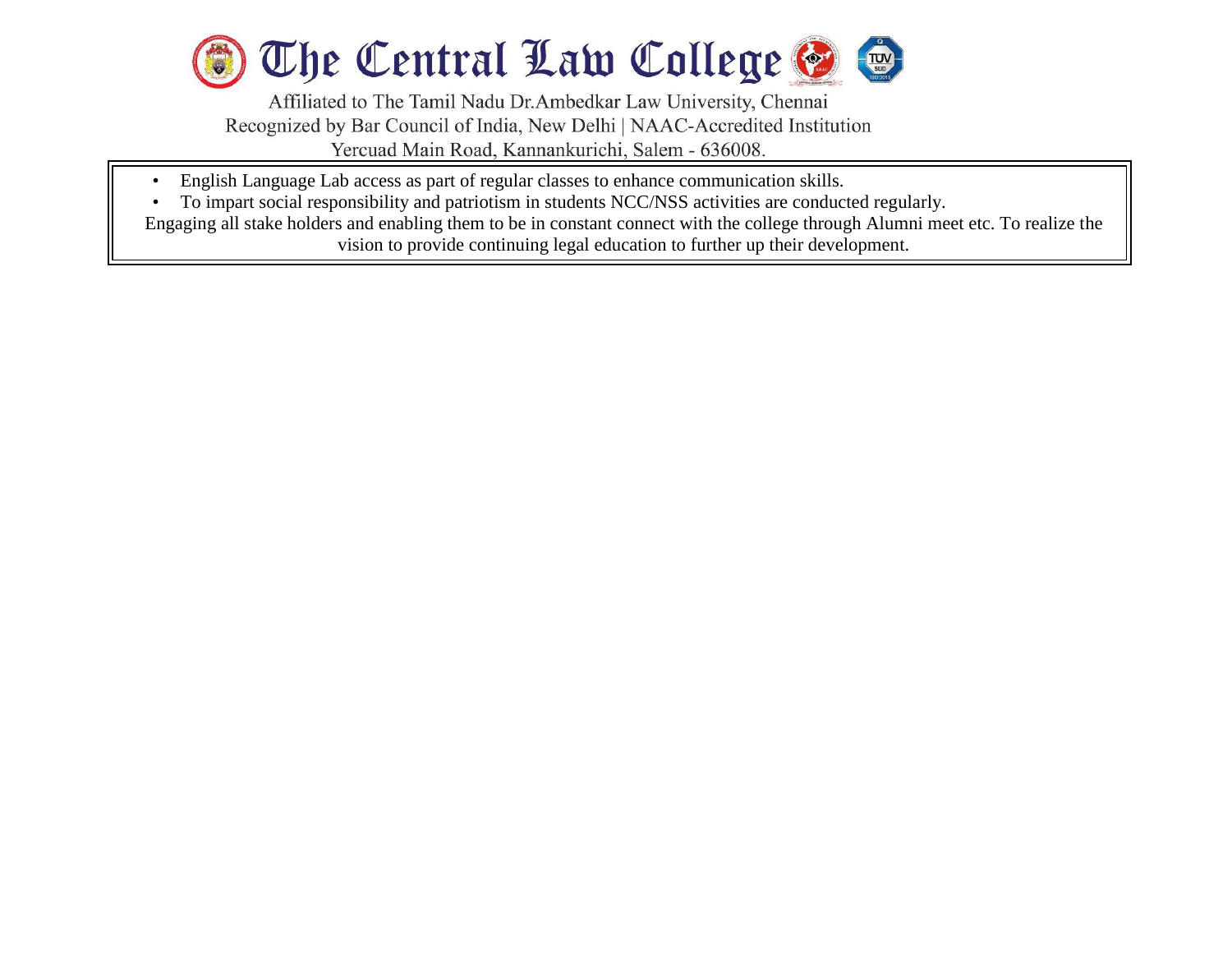# The Central Law College

Affiliated to The Tamil Nadu Dr.Ambedkar Law University, Chennai
Recognized by Bar Council of India, New Delhi | NAAC-Accredited Institution
Yercuad Main Road, Kannankurichi, Salem - 636008.

- English Language Lab access as part of regular classes to enhance communication skills.
- To impart social responsibility and patriotism in students NCC/NSS activities are conducted regularly.

Engaging all stake holders and enabling them to be in constant connect with the college through Alumni meet etc. To realize the vision to provide continuing legal education to further up their development.